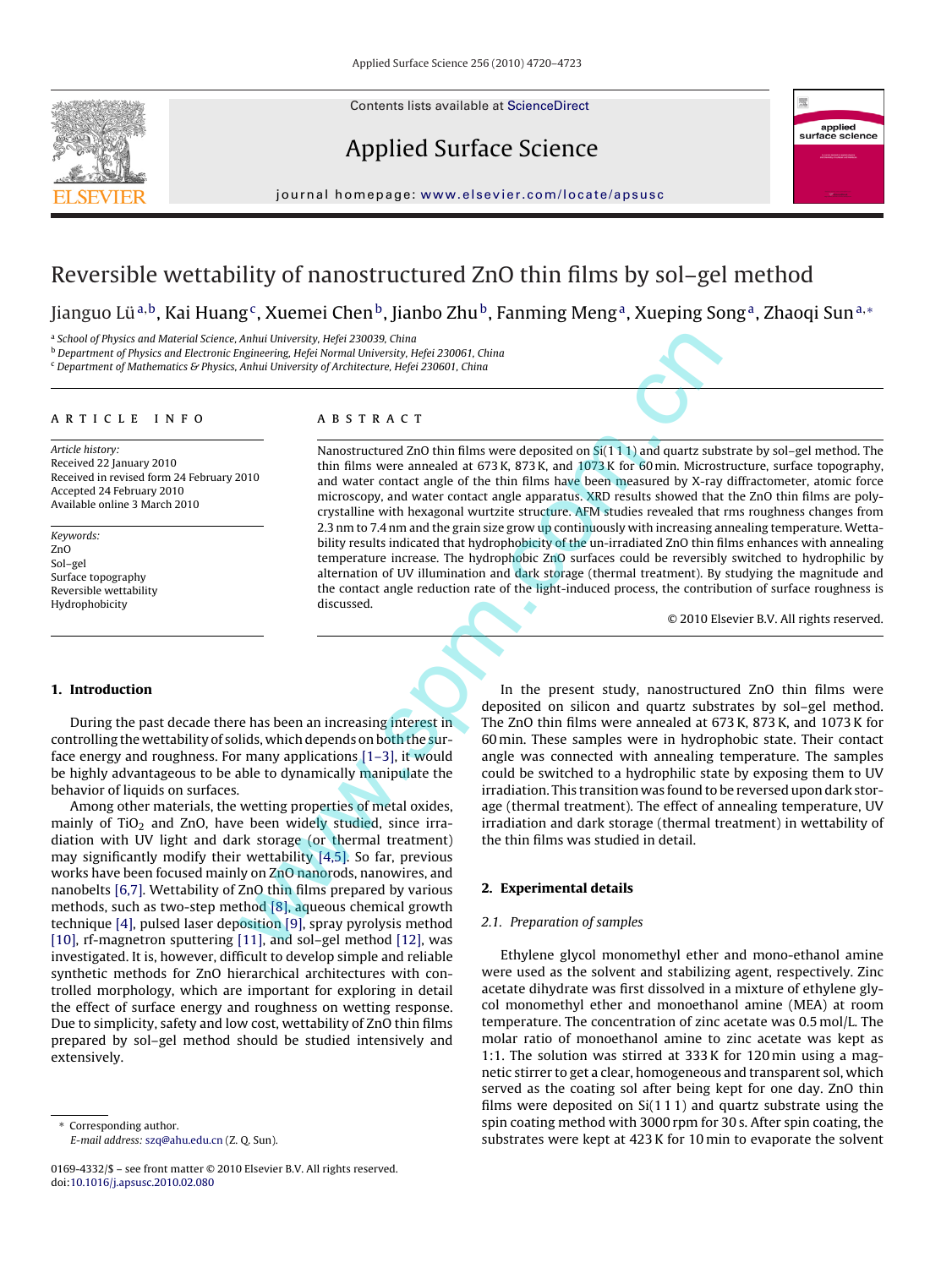# Reversible wettability of nanostructured ZnO thin films by sol–gel method

Jianguo Lü[a,b], Kai Huang[c], Xuemei Chen[b], Jianbo Zhu[b], Fanming Meng[a], Xueping Song[a], Zhaoqi Sun[a,*]

[a] School of Physics and Material Science, Anhui University, Hefei 230039, China
[b] Department of Physics and Electronic Engineering, Hefei Normal University, Hefei 230061, China
[c] Department of Mathematics & Physics, Anhui University of Architecture, Hefei 230601, China

## ARTICLE INFO

*Article history:*
Received 22 January 2010
Received in revised form 24 February 2010
Accepted 24 February 2010
Available online 3 March 2010

*Keywords:*
ZnO
Sol–gel
Surface topography
Reversible wettability
Hydrophobicity

## ABSTRACT

Nanostructured ZnO thin films were deposited on Si(1 1 1) and quartz substrate by sol–gel method. The thin films were annealed at 673 K, 873 K, and 1073 K for 60 min. Microstructure, surface topography, and water contact angle of the thin films have been measured by X-ray diffractometer, atomic force microscopy, and water contact angle apparatus. XRD results showed that the ZnO thin films are polycrystalline with hexagonal wurtzite structure. AFM studies revealed that rms roughness changes from 2.3 nm to 7.4 nm and the grain size grow up continuously with increasing annealing temperature. Wettability results indicated that hydrophobicity of the un-irradiated ZnO thin films enhances with annealing temperature increase. The hydrophobic ZnO surfaces could be reversibly switched to hydrophilic by alternation of UV illumination and dark storage (thermal treatment). By studying the magnitude and the contact angle reduction rate of the light-induced process, the contribution of surface roughness is discussed.

© 2010 Elsevier B.V. All rights reserved.

## 1. Introduction

During the past decade there has been an increasing interest in controlling the wettability of solids, which depends on both the surface energy and roughness. For many applications [1–3], it would be highly advantageous to be able to dynamically manipulate the behavior of liquids on surfaces.

Among other materials, the wetting properties of metal oxides, mainly of $TiO_2$ and ZnO, have been widely studied, since irradiation with UV light and dark storage (or thermal treatment) may significantly modify their wettability [4,5]. So far, previous works have been focused mainly on ZnO nanorods, nanowires, and nanobelts [6,7]. Wettability of ZnO thin films prepared by various methods, such as two-step method [8], aqueous chemical growth technique [4], pulsed laser deposition [9], spray pyrolysis method [10], rf-magnetron sputtering [11], and sol–gel method [12], was investigated. It is, however, difficult to develop simple and reliable synthetic methods for ZnO hierarchical architectures with controlled morphology, which are important for exploring in detail the effect of surface energy and roughness on wetting response. Due to simplicity, safety and low cost, wettability of ZnO thin films prepared by sol–gel method should be studied intensively and extensively.

In the present study, nanostructured ZnO thin films were deposited on silicon and quartz substrates by sol–gel method. The ZnO thin films were annealed at 673 K, 873 K, and 1073 K for 60 min. These samples were in hydrophobic state. Their contact angle was connected with annealing temperature. The samples could be switched to a hydrophilic state by exposing them to UV irradiation. This transition was found to be reversed upon dark storage (thermal treatment). The effect of annealing temperature, UV irradiation and dark storage (thermal treatment) in wettability of the thin films was studied in detail.

## 2. Experimental details

### 2.1. Preparation of samples

Ethylene glycol monomethyl ether and mono-ethanol amine were used as the solvent and stabilizing agent, respectively. Zinc acetate dihydrate was first dissolved in a mixture of ethylene glycol monomethyl ether and monoethanol amine (MEA) at room temperature. The concentration of zinc acetate was 0.5 mol/L. The molar ratio of monoethanol amine to zinc acetate was kept as 1:1. The solution was stirred at 333 K for 120 min using a magnetic stirrer to get a clear, homogeneous and transparent sol, which served as the coating sol after being kept for one day. ZnO thin films were deposited on Si(1 1 1) and quartz substrate using the spin coating method with 3000 rpm for 30 s. After spin coating, the substrates were kept at 423 K for 10 min to evaporate the solvent

---

* Corresponding author.
E-mail address: szq@ahu.edu.cn (Z. Q. Sun).

0169-4332/$ – see front matter © 2010 Elsevier B.V. All rights reserved.
doi:10.1016/j.apsusc.2010.02.080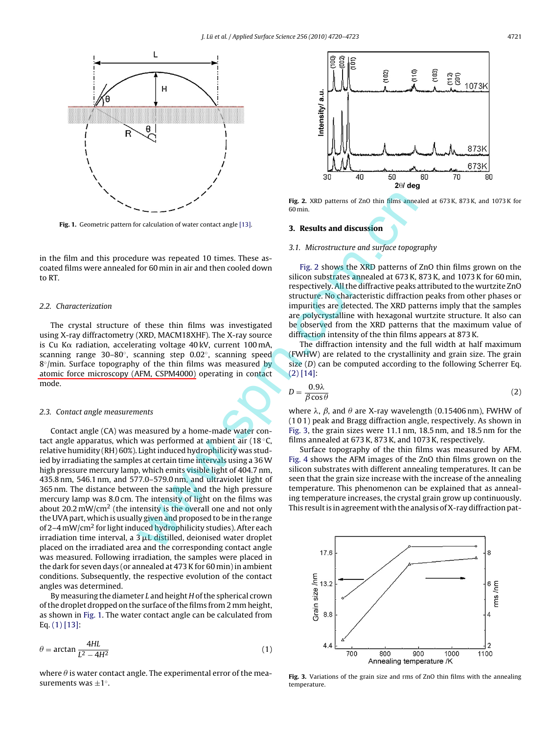Fig. 1. Geometric pattern for calculation of water contact angle [13].

in the film and this procedure was repeated 10 times. These as-coated films were annealed for 60 min in air and then cooled down to RT.

### 2.2. Characterization

The crystal structure of these thin films was investigated using X-ray diffractometry (XRD, MACM18XHF). The X-ray source is Cu Kα radiation, accelerating voltage 40 kV, current 100 mA, scanning range 30–80°, scanning step 0.02°, scanning speed 8°/min. Surface topography of the thin films was measured by atomic force microscopy (AFM, CSPM4000) operating in contact mode.

### 2.3. Contact angle measurements

Contact angle (CA) was measured by a home-made water contact angle apparatus, which was performed at ambient air (18 °C, relative humidity (RH) 60%). Light induced hydrophilicity was studied by irradiating the samples at certain time intervals using a 36 W high pressure mercury lamp, which emits visible light of 404.7 nm, 435.8 nm, 546.1 nm, and 577.0–579.0 nm, and ultraviolet light of 365 nm. The distance between the sample and the high pressure mercury lamp was 8.0 cm. The intensity of light on the films was about 20.2 mW/cm$^2$ (the intensity is the overall one and not only the UVA part, which is usually given and proposed to be in the range of 2–4 mW/cm$^2$ for light induced hydrophilicity studies). After each irradiation time interval, a 3 μL distilled, deionised water droplet placed on the irradiated area and the corresponding contact angle was measured. Following irradiation, the samples were placed in the dark for seven days (or annealed at 473 K for 60 min) in ambient conditions. Subsequently, the respective evolution of the contact angles was determined.

By measuring the diameter $L$ and height $H$ of the spherical crown of the droplet dropped on the surface of the films from 2 mm height, as shown in Fig. 1. The water contact angle can be calculated from Eq. (1) [13]:

$$\theta = \arctan\frac{4HL}{L^2 - 4H^2} \tag{1}$$

where $\theta$ is water contact angle. The experimental error of the measurements was ±1°.

Fig. 2. XRD patterns of ZnO thin films annealed at 673 K, 873 K, and 1073 K for 60 min.

## 3. Results and discussion

### 3.1. Microstructure and surface topography

Fig. 2 shows the XRD patterns of ZnO thin films grown on the silicon substrates annealed at 673 K, 873 K, and 1073 K for 60 min, respectively. All the diffractive peaks attributed to the wurtzite ZnO structure. No characteristic diffraction peaks from other phases or impurities are detected. The XRD patterns imply that the samples are polycrystalline with hexagonal wurtzite structure. It also can be observed from the XRD patterns that the maximum value of diffraction intensity of the thin films appears at 873 K.

The diffraction intensity and the full width at half maximum (FWHW) are related to the crystallinity and grain size. The grain size ($D$) can be computed according to the following Scherrer Eq. (2) [14]:

$$D = \frac{0.9\lambda}{\beta\cos\theta} \tag{2}$$

where $\lambda$, $\beta$, and $\theta$ are X-ray wavelength (0.15406 nm), FWHW of (1 0 1) peak and Bragg diffraction angle, respectively. As shown in Fig. 3, the grain sizes were 11.1 nm, 18.5 nm, and 18.5 nm for the films annealed at 673 K, 873 K, and 1073 K, respectively.

Surface topography of the thin films was measured by AFM. Fig. 4 shows the AFM images of the ZnO thin films grown on the silicon substrates with different annealing temperatures. It can be seen that the grain size increase with the increase of the annealing temperature. This phenomenon can be explained that as annealing temperature increases, the crystal grain grow up continuously. This result is in agreement with the analysis of X-ray diffraction pat-

Fig. 3. Variations of the grain size and rms of ZnO thin films with the annealing temperature.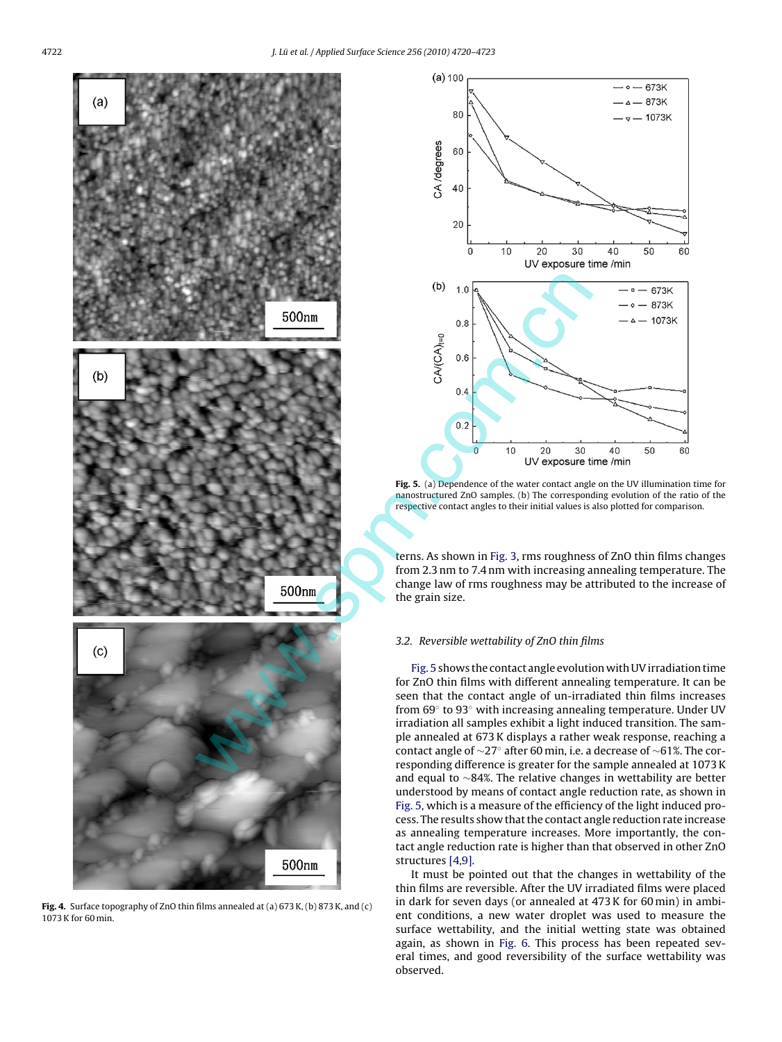Fig. 4. Surface topography of ZnO thin films annealed at (a) 673 K, (b) 873 K, and (c) 1073 K for 60 min.

Fig. 5. (a) Dependence of the water contact angle on the UV illumination time for nanostructured ZnO samples. (b) The corresponding evolution of the ratio of the respective contact angles to their initial values is also plotted for comparison.

terns. As shown in Fig. 3, rms roughness of ZnO thin films changes from 2.3 nm to 7.4 nm with increasing annealing temperature. The change law of rms roughness may be attributed to the increase of the grain size.

### 3.2. Reversible wettability of ZnO thin films

Fig. 5 shows the contact angle evolution with UV irradiation time for ZnO thin films with different annealing temperature. It can be seen that the contact angle of un-irradiated thin films increases from 69° to 93° with increasing annealing temperature. Under UV irradiation all samples exhibit a light induced transition. The sample annealed at 673 K displays a rather weak response, reaching a contact angle of ~27° after 60 min, i.e. a decrease of ~61%. The corresponding difference is greater for the sample annealed at 1073 K and equal to ~84%. The relative changes in wettability are better understood by means of contact angle reduction rate, as shown in Fig. 5, which is a measure of the efficiency of the light induced process. The results show that the contact angle reduction rate increase as annealing temperature increases. More importantly, the contact angle reduction rate is higher than that observed in other ZnO structures [4,9].

It must be pointed out that the changes in wettability of the thin films are reversible. After the UV irradiated films were placed in dark for seven days (or annealed at 473 K for 60 min) in ambient conditions, a new water droplet was used to measure the surface wettability, and the initial wetting state was obtained again, as shown in Fig. 6. This process has been repeated several times, and good reversibility of the surface wettability was observed.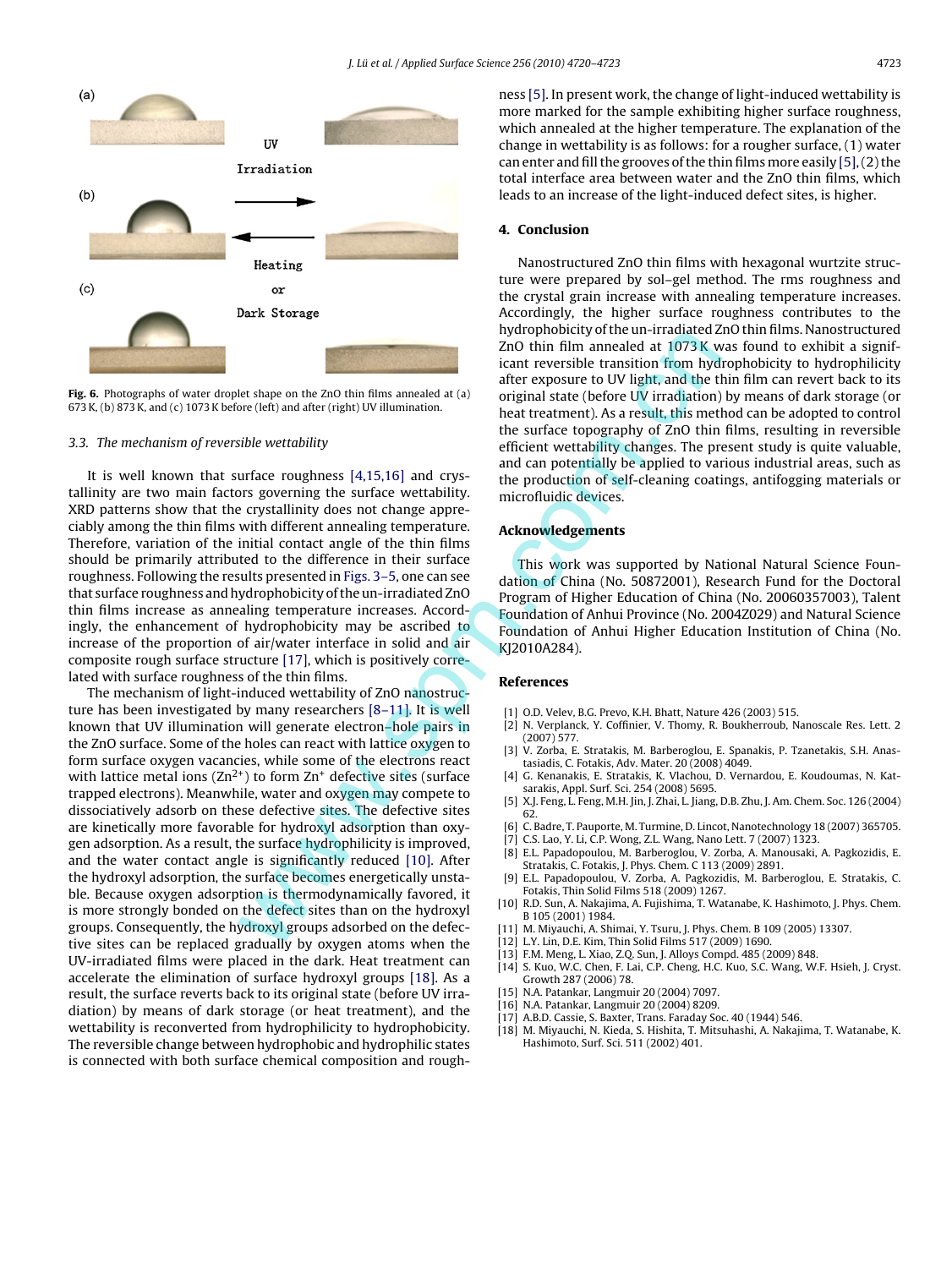(a)

UV

Irradiation

(b)

Heating

or

(c)

Dark Storage

**Fig. 6.** Photographs of water droplet shape on the ZnO thin films annealed at (a) 673 K, (b) 873 K, and (c) 1073 K before (left) and after (right) UV illumination.

### *3.3. The mechanism of reversible wettability*

It is well known that surface roughness [4,15,16] and crystallinity are two main factors governing the surface wettability. XRD patterns show that the crystallinity does not change appreciably among the thin films with different annealing temperature. Therefore, variation of the initial contact angle of the thin films should be primarily attributed to the difference in their surface roughness. Following the results presented in Figs. 3–5, one can see that surface roughness and hydrophobicity of the un-irradiated ZnO thin films increase as annealing temperature increases. Accordingly, the enhancement of hydrophobicity may be ascribed to increase of the proportion of air/water interface in solid and air composite rough surface structure [17], which is positively correlated with surface roughness of the thin films.

The mechanism of light-induced wettability of ZnO nanostructure has been investigated by many researchers [8–11]. It is well known that UV illumination will generate electron–hole pairs in the ZnO surface. Some of the holes can react with lattice oxygen to form surface oxygen vacancies, while some of the electrons react with lattice metal ions ($Zn^{2+}$) to form $Zn^{+}$ defective sites (surface trapped electrons). Meanwhile, water and oxygen may compete to dissociatively adsorb on these defective sites. The defective sites are kinetically more favorable for hydroxyl adsorption than oxygen adsorption. As a result, the surface hydrophilicity is improved, and the water contact angle is significantly reduced [10]. After the hydroxyl adsorption, the surface becomes energetically unstable. Because oxygen adsorption is thermodynamically favored, it is more strongly bonded on the defect sites than on the hydroxyl groups. Consequently, the hydroxyl groups adsorbed on the defective sites can be replaced gradually by oxygen atoms when the UV-irradiated films were placed in the dark. Heat treatment can accelerate the elimination of surface hydroxyl groups [18]. As a result, the surface reverts back to its original state (before UV irradiation) by means of dark storage (or heat treatment), and the wettability is reconverted from hydrophilicity to hydrophobicity. The reversible change between hydrophobic and hydrophilic states is connected with both surface chemical composition and roughness [5]. In present work, the change of light-induced wettability is more marked for the sample exhibiting higher surface roughness, which annealed at the higher temperature. The explanation of the change in wettability is as follows: for a rougher surface, (1) water can enter and fill the grooves of the thin films more easily [5], (2) the total interface area between water and the ZnO thin films, which leads to an increase of the light-induced defect sites, is higher.

## 4. Conclusion

Nanostructured ZnO thin films with hexagonal wurtzite structure were prepared by sol–gel method. The rms roughness and the crystal grain increase with annealing temperature increases. Accordingly, the higher surface roughness contributes to the hydrophobicity of the un-irradiated ZnO thin films. Nanostructured ZnO thin film annealed at 1073 K was found to exhibit a significant reversible transition from hydrophobicity to hydrophilicity after exposure to UV light, and the thin film can revert back to its original state (before UV irradiation) by means of dark storage (or heat treatment). As a result, this method can be adopted to control the surface topography of ZnO thin films, resulting in reversible efficient wettability changes. The present study is quite valuable, and can potentially be applied to various industrial areas, such as the production of self-cleaning coatings, antifogging materials or microfluidic devices.

## Acknowledgements

This work was supported by National Natural Science Foundation of China (No. 50872001), Research Fund for the Doctoral Program of Higher Education of China (No. 20060357003), Talent Foundation of Anhui Province (No. 2004Z029) and Natural Science Foundation of Anhui Higher Education Institution of China (No. KJ2010A284).

## References

[1] O.D. Velev, B.G. Prevo, K.H. Bhatt, Nature 426 (2003) 515.
[2] N. Verplanck, Y. Coffinier, V. Thomy, R. Boukherroub, Nanoscale Res. Lett. 2 (2007) 577.
[3] V. Zorba, E. Stratakis, M. Barberoglou, E. Spanakis, P. Tzanetakis, S.H. Anastasiadis, C. Fotakis, Adv. Mater. 20 (2008) 4049.
[4] G. Kenanakis, E. Stratakis, K. Vlachou, D. Vernardou, E. Koudoumas, N. Katsarakis, Appl. Surf. Sci. 254 (2008) 5695.
[5] X.J. Feng, L. Feng, M.H. Jin, J. Zhai, L. Jiang, D.B. Zhu, J. Am. Chem. Soc. 126 (2004) 62.
[6] C. Badre, T. Pauporte, M. Turmine, D. Lincot, Nanotechnology 18 (2007) 365705.
[7] C.S. Lao, Y. Li, C.P. Wong, Z.L. Wang, Nano Lett. 7 (2007) 1323.
[8] E.L. Papadopoulou, M. Barberoglou, V. Zorba, A. Manousaki, A. Pagkozidis, E. Stratakis, C. Fotakis, J. Phys. Chem. C 113 (2009) 2891.
[9] E.L. Papadopoulou, V. Zorba, A. Pagkozidis, M. Barberoglou, E. Stratakis, C. Fotakis, Thin Solid Films 518 (2009) 1267.
[10] R.D. Sun, A. Nakajima, A. Fujishima, T. Watanabe, K. Hashimoto, J. Phys. Chem. B 105 (2001) 1984.
[11] M. Miyauchi, A. Shimai, Y. Tsuru, J. Phys. Chem. B 109 (2005) 13307.
[12] L.Y. Lin, D.E. Kim, Thin Solid Films 517 (2009) 1690.
[13] F.M. Meng, L. Xiao, Z.Q. Sun, J. Alloys Compd. 485 (2009) 848.
[14] S. Kuo, W.C. Chen, F. Lai, C.P. Cheng, H.C. Kuo, S.C. Wang, W.F. Hsieh, J. Cryst. Growth 287 (2006) 78.
[15] N.A. Patankar, Langmuir 20 (2004) 7097.
[16] N.A. Patankar, Langmuir 20 (2004) 8209.
[17] A.B.D. Cassie, S. Baxter, Trans. Faraday Soc. 40 (1944) 546.
[18] M. Miyauchi, N. Kieda, S. Hishita, T. Mitsuhashi, A. Nakajima, T. Watanabe, K. Hashimoto, Surf. Sci. 511 (2002) 401.